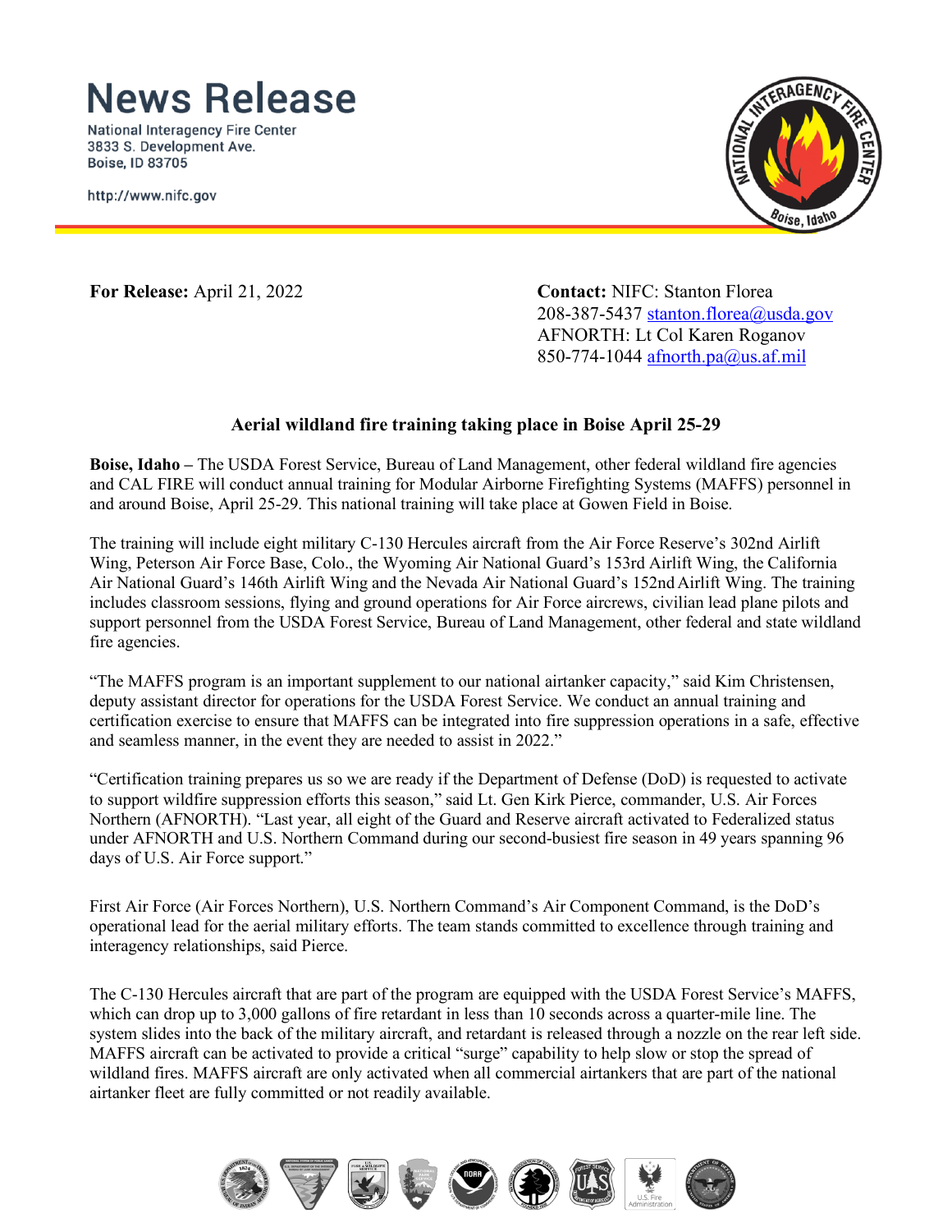# News Release

National Interagency Fire Center
3833 S. Development Ave.
Boise, ID 83705

http://www.nifc.gov

**For Release:** April 21, 2022

**Contact:** NIFC: Stanton Florea
208-387-5437 stanton.florea@usda.gov
AFNORTH: Lt Col Karen Roganov
850-774-1044 afnorth.pa@us.af.mil

## Aerial wildland fire training taking place in Boise April 25-29

**Boise, Idaho –** The USDA Forest Service, Bureau of Land Management, other federal wildland fire agencies and CAL FIRE will conduct annual training for Modular Airborne Firefighting Systems (MAFFS) personnel in and around Boise, April 25-29. This national training will take place at Gowen Field in Boise.

The training will include eight military C-130 Hercules aircraft from the Air Force Reserve's 302nd Airlift Wing, Peterson Air Force Base, Colo., the Wyoming Air National Guard's 153rd Airlift Wing, the California Air National Guard's 146th Airlift Wing and the Nevada Air National Guard's 152nd Airlift Wing. The training includes classroom sessions, flying and ground operations for Air Force aircrews, civilian lead plane pilots and support personnel from the USDA Forest Service, Bureau of Land Management, other federal and state wildland fire agencies.

"The MAFFS program is an important supplement to our national airtanker capacity," said Kim Christensen, deputy assistant director for operations for the USDA Forest Service. We conduct an annual training and certification exercise to ensure that MAFFS can be integrated into fire suppression operations in a safe, effective and seamless manner, in the event they are needed to assist in 2022."

"Certification training prepares us so we are ready if the Department of Defense (DoD) is requested to activate to support wildfire suppression efforts this season," said Lt. Gen Kirk Pierce, commander, U.S. Air Forces Northern (AFNORTH). "Last year, all eight of the Guard and Reserve aircraft activated to Federalized status under AFNORTH and U.S. Northern Command during our second-busiest fire season in 49 years spanning 96 days of U.S. Air Force support."

First Air Force (Air Forces Northern), U.S. Northern Command's Air Component Command, is the DoD's operational lead for the aerial military efforts. The team stands committed to excellence through training and interagency relationships, said Pierce.

The C-130 Hercules aircraft that are part of the program are equipped with the USDA Forest Service's MAFFS, which can drop up to 3,000 gallons of fire retardant in less than 10 seconds across a quarter-mile line. The system slides into the back of the military aircraft, and retardant is released through a nozzle on the rear left side. MAFFS aircraft can be activated to provide a critical "surge" capability to help slow or stop the spread of wildland fires. MAFFS aircraft are only activated when all commercial airtankers that are part of the national airtanker fleet are fully committed or not readily available.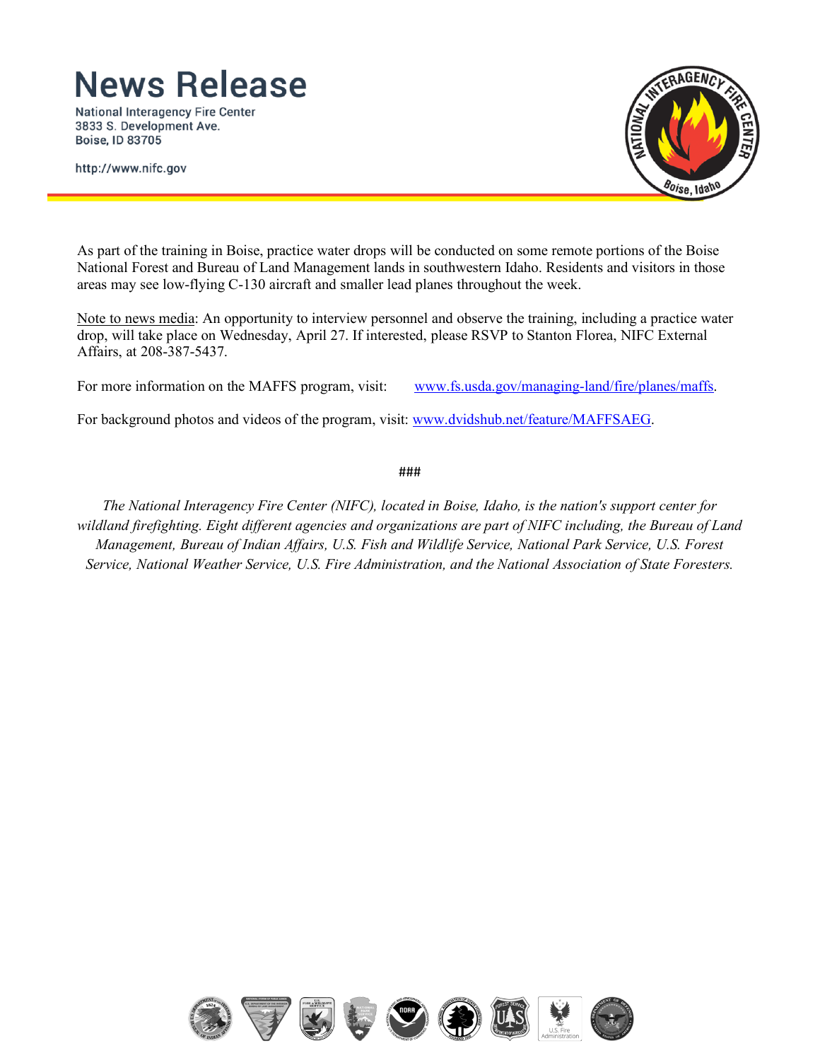# News Release

National Interagency Fire Center
3833 S. Development Ave.
Boise, ID 83705

http://www.nifc.gov

As part of the training in Boise, practice water drops will be conducted on some remote portions of the Boise National Forest and Bureau of Land Management lands in southwestern Idaho. Residents and visitors in those areas may see low-flying C-130 aircraft and smaller lead planes throughout the week.

Note to news media: An opportunity to interview personnel and observe the training, including a practice water drop, will take place on Wednesday, April 27. If interested, please RSVP to Stanton Florea, NIFC External Affairs, at 208-387-5437.

For more information on the MAFFS program, visit: [www.fs.usda.gov/managing-land/fire/planes/maffs](www.fs.usda.gov/managing-land/fire/planes/maffs).

For background photos and videos of the program, visit: [www.dvidshub.net/feature/MAFFSAEG](www.dvidshub.net/feature/MAFFSAEG).

###

*The National Interagency Fire Center (NIFC), located in Boise, Idaho, is the nation's support center for wildland firefighting. Eight different agencies and organizations are part of NIFC including, the Bureau of Land Management, Bureau of Indian Affairs, U.S. Fish and Wildlife Service, National Park Service, U.S. Forest Service, National Weather Service, U.S. Fire Administration, and the National Association of State Foresters.*